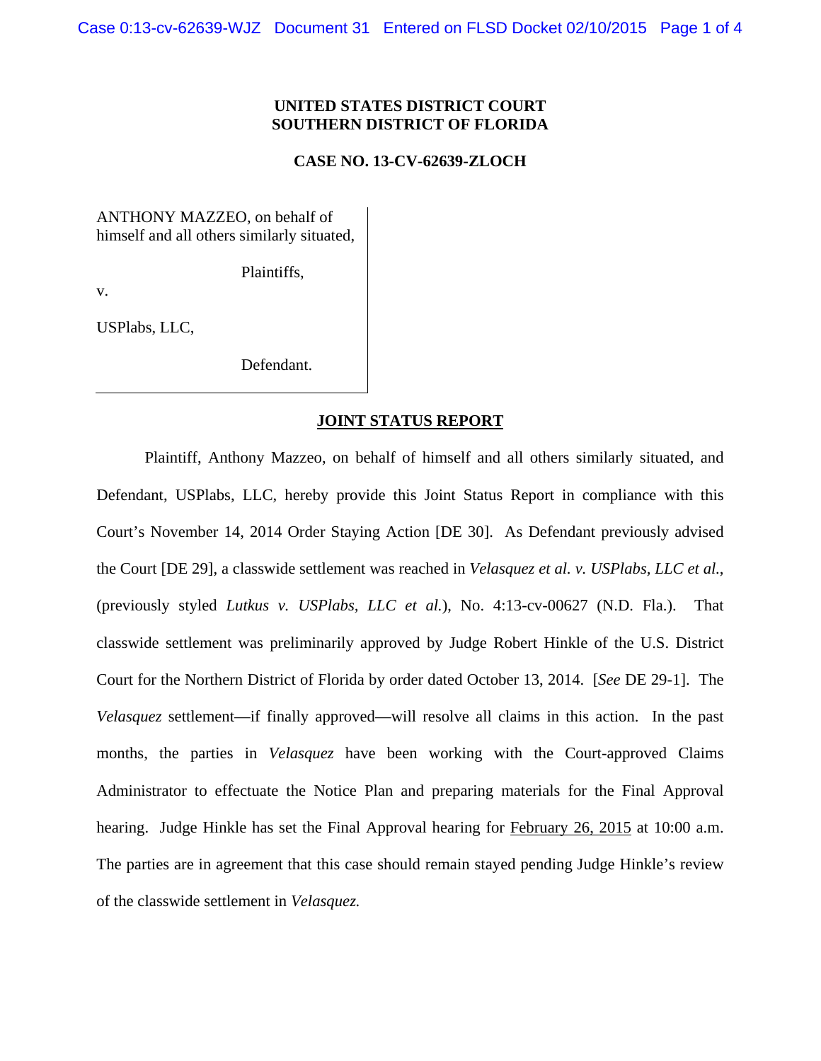**UNITED STATES DISTRICT COURT**
**SOUTHERN DISTRICT OF FLORIDA**

**CASE NO. 13-CV-62639-ZLOCH**

ANTHONY MAZZEO, on behalf of himself and all others similarly situated,

Plaintiffs,

v.

USPlabs, LLC,

Defendant.

---

**JOINT STATUS REPORT**

Plaintiff, Anthony Mazzeo, on behalf of himself and all others similarly situated, and Defendant, USPlabs, LLC, hereby provide this Joint Status Report in compliance with this Court's November 14, 2014 Order Staying Action [DE 30]. As Defendant previously advised the Court [DE 29], a classwide settlement was reached in *Velasquez et al. v. USPlabs, LLC et al.*, (previously styled *Lutkus v. USPlabs, LLC et al.*), No. 4:13-cv-00627 (N.D. Fla.). That classwide settlement was preliminarily approved by Judge Robert Hinkle of the U.S. District Court for the Northern District of Florida by order dated October 13, 2014. [*See* DE 29-1]. The *Velasquez* settlement—if finally approved—will resolve all claims in this action. In the past months, the parties in *Velasquez* have been working with the Court-approved Claims Administrator to effectuate the Notice Plan and preparing materials for the Final Approval hearing. Judge Hinkle has set the Final Approval hearing for February 26, 2015 at 10:00 a.m. The parties are in agreement that this case should remain stayed pending Judge Hinkle's review of the classwide settlement in *Velasquez.*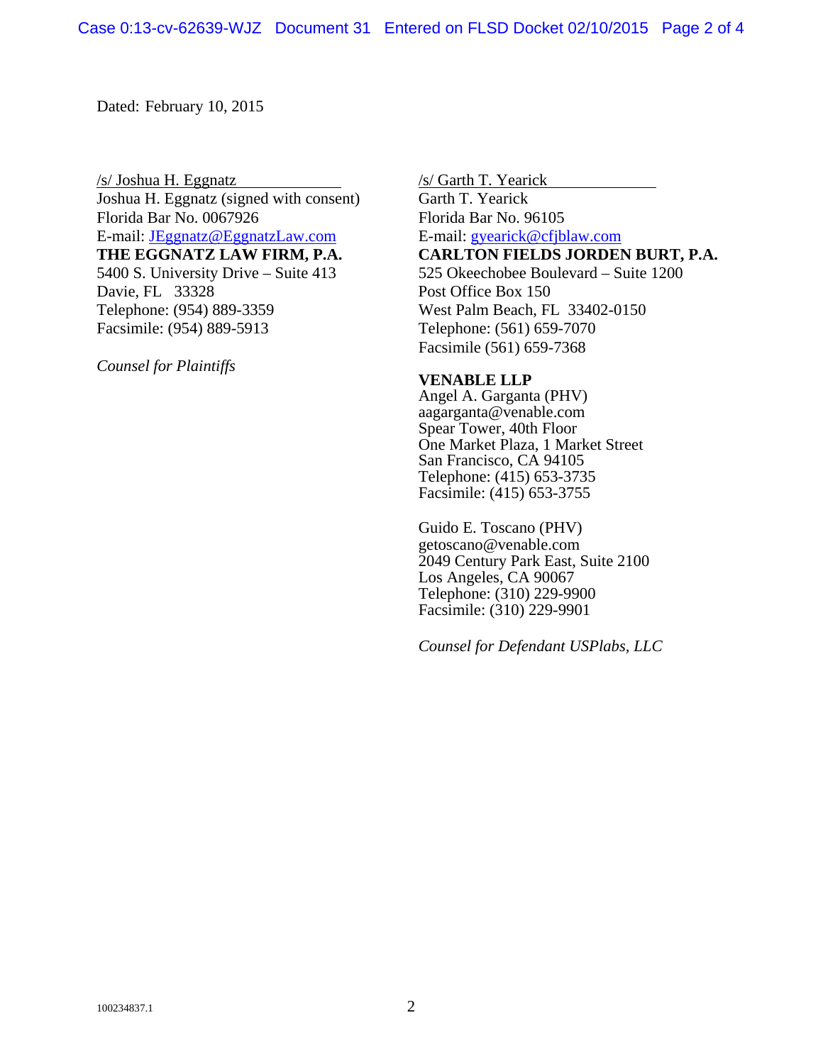Dated: February 10, 2015

/s/ Joshua H. Eggnatz
Joshua H. Eggnatz (signed with consent)
Florida Bar No. 0067926
E-mail: JEggnatz@EggnatzLaw.com
**THE EGGNATZ LAW FIRM, P.A.**
5400 S. University Drive – Suite 413
Davie, FL 33328
Telephone: (954) 889-3359
Facsimile: (954) 889-5913

*Counsel for Plaintiffs*

/s/ Garth T. Yearick
Garth T. Yearick
Florida Bar No. 96105
E-mail: gyearick@cfjblaw.com
**CARLTON FIELDS JORDEN BURT, P.A.**
525 Okeechobee Boulevard – Suite 1200
Post Office Box 150
West Palm Beach, FL 33402-0150
Telephone: (561) 659-7070
Facsimile (561) 659-7368

**VENABLE LLP**
Angel A. Garganta (PHV)
aagarganta@venable.com
Spear Tower, 40th Floor
One Market Plaza, 1 Market Street
San Francisco, CA 94105
Telephone: (415) 653-3735
Facsimile: (415) 653-3755

Guido E. Toscano (PHV)
getoscano@venable.com
2049 Century Park East, Suite 2100
Los Angeles, CA 90067
Telephone: (310) 229-9900
Facsimile: (310) 229-9901

*Counsel for Defendant USPlabs, LLC*

100234837.1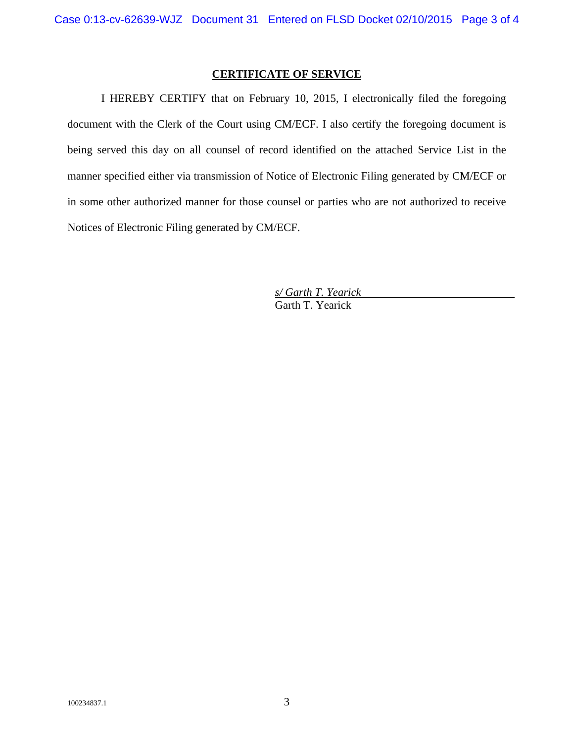**CERTIFICATE OF SERVICE**

I HEREBY CERTIFY that on February 10, 2015, I electronically filed the foregoing document with the Clerk of the Court using CM/ECF. I also certify the foregoing document is being served this day on all counsel of record identified on the attached Service List in the manner specified either via transmission of Notice of Electronic Filing generated by CM/ECF or in some other authorized manner for those counsel or parties who are not authorized to receive Notices of Electronic Filing generated by CM/ECF.

*s/ Garth T. Yearick*
Garth T. Yearick

100234837.1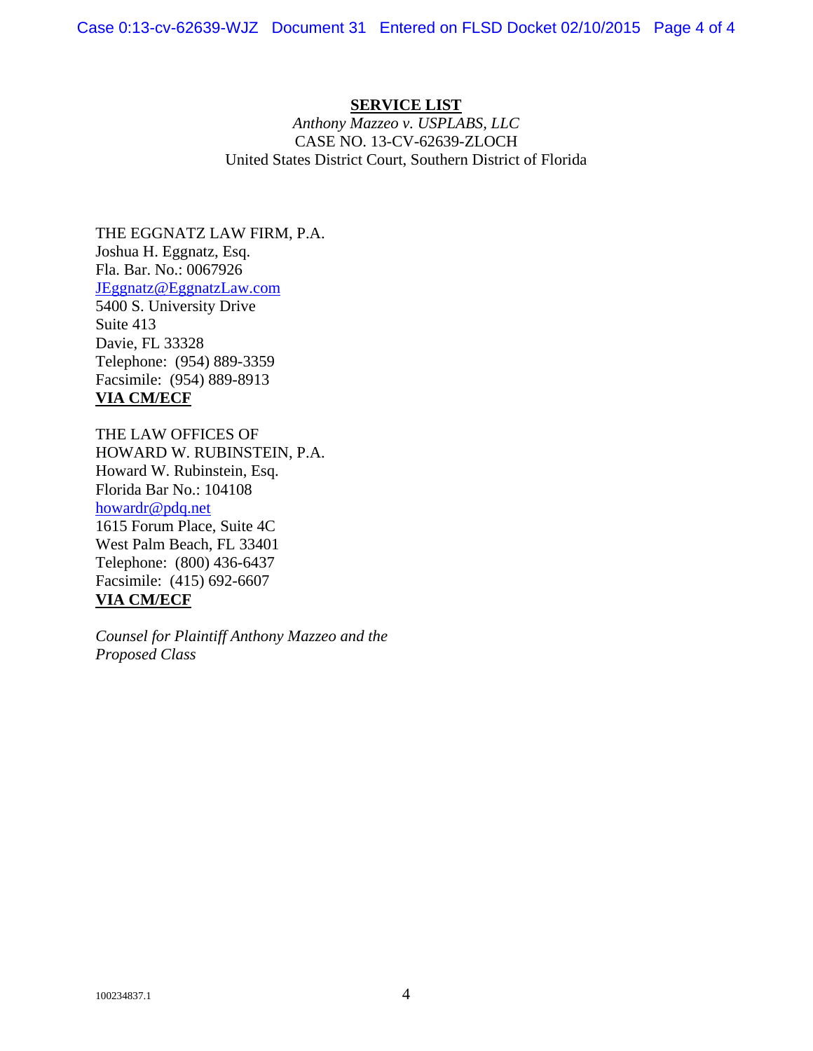**SERVICE LIST**

*Anthony Mazzeo v. USPLABS, LLC*
CASE NO. 13-CV-62639-ZLOCH
United States District Court, Southern District of Florida

THE EGGNATZ LAW FIRM, P.A.
Joshua H. Eggnatz, Esq.
Fla. Bar. No.: 0067926
JEggnatz@EggnatzLaw.com
5400 S. University Drive
Suite 413
Davie, FL 33328
Telephone: (954) 889-3359
Facsimile: (954) 889-8913
**VIA CM/ECF**

THE LAW OFFICES OF
HOWARD W. RUBINSTEIN, P.A.
Howard W. Rubinstein, Esq.
Florida Bar No.: 104108
howardr@pdq.net
1615 Forum Place, Suite 4C
West Palm Beach, FL 33401
Telephone: (800) 436-6437
Facsimile: (415) 692-6607
**VIA CM/ECF**

*Counsel for Plaintiff Anthony Mazzeo and the Proposed Class*

100234837.1